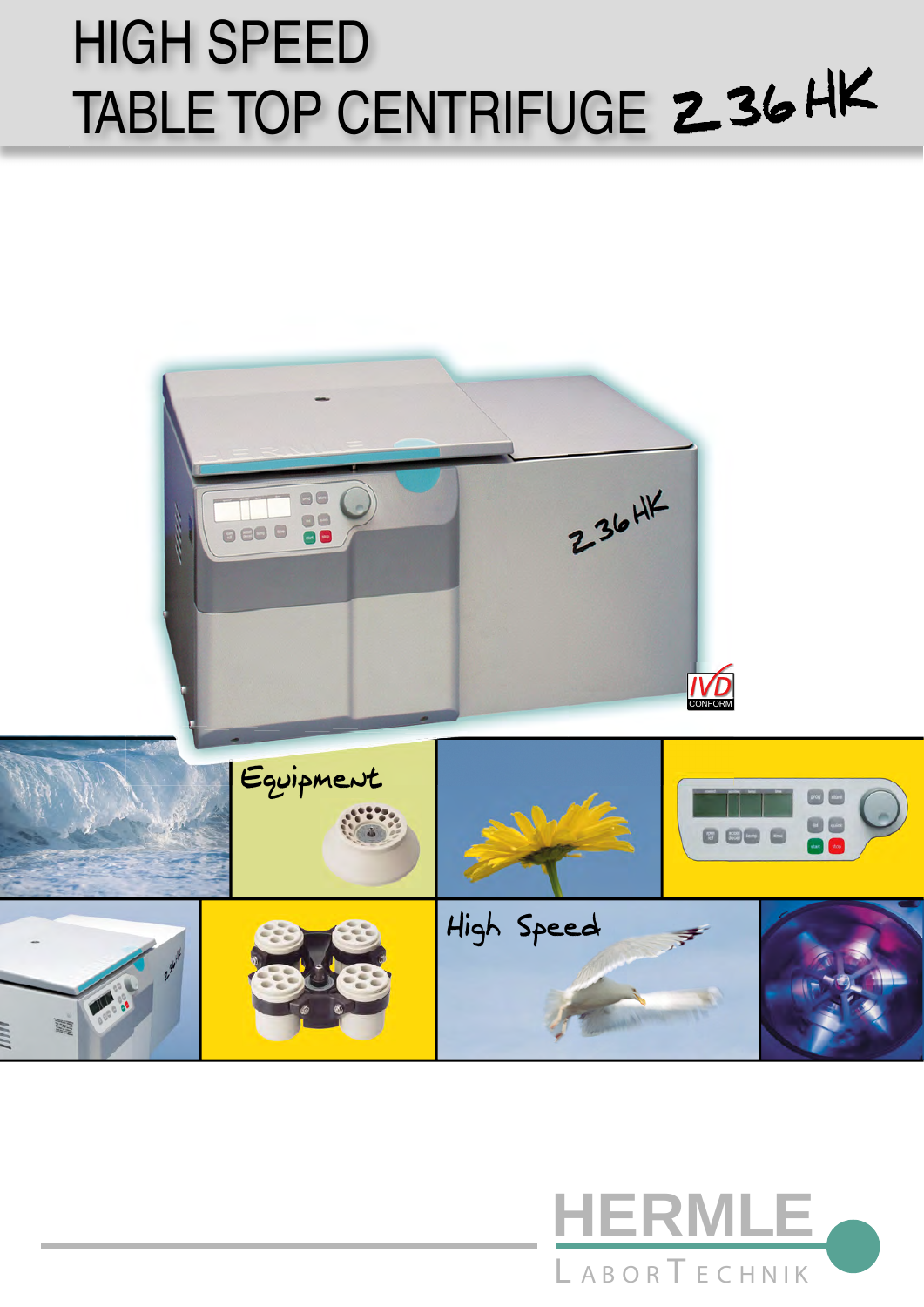# HIGH SPEED TABLE TOP CENTRIFUGE Z 36 HK

Equipment

High Speed

HERMLE

LABORTECHNIK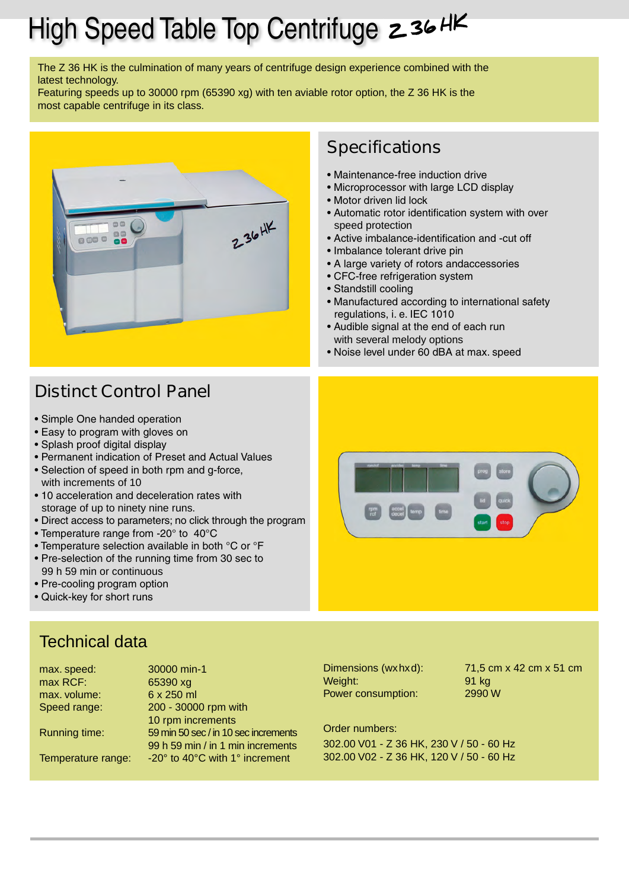# High Speed Table Top Centrifuge Z 36 HK

The Z 36 HK is the culmination of many years of centrifuge design experience combined with the latest technology.
Featuring speeds up to 30000 rpm (65390 xg) with ten aviable rotor option, the Z 36 HK is the most capable centrifuge in its class.

## Specifications

- Maintenance-free induction drive
- Microprocessor with large LCD display
- Motor driven lid lock
- Automatic rotor identification system with over speed protection
- Active imbalance-identification and -cut off
- Imbalance tolerant drive pin
- A large variety of rotors andaccessories
- CFC-free refrigeration system
- Standstill cooling
- Manufactured according to international safety regulations, i. e. IEC 1010
- Audible signal at the end of each run with several melody options
- Noise level under 60 dBA at max. speed

## Distinct Control Panel

- Simple One handed operation
- Easy to program with gloves on
- Splash proof digital display
- Permanent indication of Preset and Actual Values
- Selection of speed in both rpm and g-force, with increments of 10
- 10 acceleration and deceleration rates with storage of up to ninety nine runs.
- Direct access to parameters; no click through the program
- Temperature range from -20° to 40°C
- Temperature selection available in both °C or °F
- Pre-selection of the running time from 30 sec to 99 h 59 min or continuous
- Pre-cooling program option
- Quick-key for short runs

## Technical data

| | |
|---|---|
| max. speed: | 30000 min-1 |
| max RCF: | 65390 xg |
| max. volume: | 6 x 250 ml |
| Speed range: | 200 - 30000 rpm with 10 rpm increments |
| Running time: | 59 min 50 sec / in 10 sec increments<br>99 h 59 min / in 1 min increments |
| Temperature range: | -20° to 40°C with 1° increment |

| | |
|---|---|
| Dimensions (wxhxd): | 71,5 cm x 42 cm x 51 cm |
| Weight: | 91 kg |
| Power consumption: | 2990 W |

Order numbers:

302.00 V01 - Z 36 HK, 230 V / 50 - 60 Hz
302.00 V02 - Z 36 HK, 120 V / 50 - 60 Hz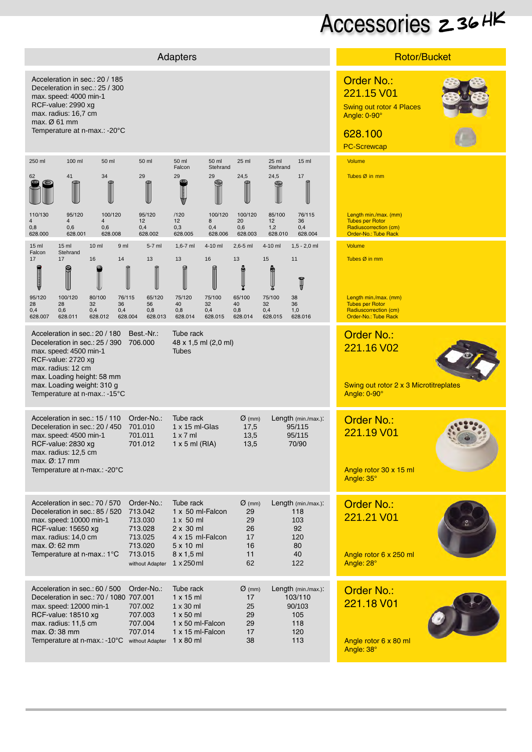# Accessories Z 36 HK

## Adapters / Rotor/Bucket

Acceleration in sec.: 20 / 185
Deceleration in sec.: 25 / 300
max. speed: 4000 min-1
RCF-value: 2990 xg
max. radius: 16,7 cm
max. Ø 61 mm
Temperature at n-max.: -20°C

**Order No.: 221.15 V01**
Swing out rotor 4 Places
Angle: 0-90°

**628.100**
PC-Screwcap

| Volume | 250 ml | 100 ml | 50 ml | 50 ml | 50 ml Falcon | 50 ml Stehrand | 25 ml | 25 ml Stehrand | 15 ml |
|---|---|---|---|---|---|---|---|---|---|
| Tubes Ø in mm | 62 | 41 | 34 | 29 | 29 | 29 | 24,5 | 24,5 | 17 |
| Length min./max. (mm) | 110/130 | 95/120 | 100/120 | 95/120 | /120 | 100/120 | 100/120 | 85/100 | 76/115 |
| Tubes per Rotor | 4 | 4 | 4 | 12 | 12 | 8 | 20 | 12 | 36 |
| Radiuscorrection (cm) | 0,8 | 0,6 | 0,6 | 0,4 | 0,3 | 0,4 | 0,6 | 1,2 | 0,4 |
| Order-No.: Tube Rack | 628.000 | 628.001 | 628.008 | 628.002 | 628.005 | 628.006 | 628.003 | 628.010 | 628.004 |

| Volume | 15 ml Falcon | 15 ml Stehrand | 10 ml | 9 ml | 5-7 ml | 1,6-7 ml | 4-10 ml | 2,6-5 ml | 4-10 ml | 1,5 - 2,0 ml |
|---|---|---|---|---|---|---|---|---|---|---|
| Tubes Ø in mm | 17 | 17 | 16 | 14 | 13 | 13 | 16 | 13 | 15 | 11 |
| Length min./max. (mm) | 95/120 | 100/120 | 80/100 | 76/115 | 65/120 | 75/120 | 75/100 | 65/100 | 75/100 | 38 |
| Tubes per Rotor | 28 | 28 | 32 | 36 | 56 | 40 | 32 | 40 | 32 | 36 |
| Radiuscorrection (cm) | 0,4 | 0,6 | 0,4 | 0,4 | 0,8 | 0,8 | 0,4 | 0,8 | 0,4 | 1,0 |
| Order-No.: Tube Rack | 628.007 | 628.011 | 628.012 | 628.004 | 628.013 | 628.014 | 628.015 | 628.014 | 628.015 | 628.016 |

---

Acceleration in sec.: 20 / 180
Deceleration in sec.: 25 / 390
max. speed: 4500 min-1
RCF-value: 2720 xg
max. radius: 12 cm
max. Loading height: 58 mm
max. Loading weight: 310 g
Temperature at n-max.: -15°C

| Best.-Nr.: | Tube rack |
|---|---|
| 706.000 | 48 x 1,5 ml (2,0 ml) Tubes |

**Order No.: 221.16 V02**
Swing out rotor 2 x 3 Microtitreplates
Angle: 0-90°

---

Acceleration in sec.: 15 / 110
Deceleration in sec.: 20 / 450
max. speed: 4500 min-1
RCF-value: 2830 xg
max. radius: 12,5 cm
max. Ø: 17 mm
Temperature at n-max.: -20°C

| Order-No.: | Tube rack | Ø (mm) | Length (min./max.): |
|---|---|---|---|
| 701.010 | 1 x 15 ml-Glas | 17,5 | 95/115 |
| 701.011 | 1 x 7 ml | 13,5 | 95/115 |
| 701.012 | 1 x 5 ml (RIA) | 13,5 | 70/90 |

**Order No.: 221.19 V01**
Angle rotor 30 x 15 ml
Angle: 35°

---

Acceleration in sec.: 70 / 570
Deceleration in sec.: 85 / 520
max. speed: 10000 min-1
RCF-value: 15650 xg
max. radius: 14,0 cm
max. Ø: 62 mm
Temperature at n-max.: 1°C

| Order-No.: | Tube rack | Ø (mm) | Length (min./max.): |
|---|---|---|---|
| 713.042 | 1 x 50 ml-Falcon | 29 | 118 |
| 713.030 | 1 x 50 ml | 29 | 103 |
| 713.028 | 2 x 30 ml | 26 | 92 |
| 713.025 | 4 x 15 ml-Falcon | 17 | 120 |
| 713.020 | 5 x 10 ml | 16 | 80 |
| 713.015 | 8 x 1,5 ml | 11 | 40 |
| without Adapter | 1 x 250 ml | 62 | 122 |

**Order No.: 221.21 V01**
Angle rotor 6 x 250 ml
Angle: 28°

---

Acceleration in sec.: 60 / 500
Deceleration in sec.: 70 / 1080
max. speed: 12000 min-1
RCF-value: 18510 xg
max. radius: 11,5 cm
max. Ø: 38 mm
Temperature at n-max.: -10°C

| Order-No.: | Tube rack | Ø (mm) | Length (min./max.): |
|---|---|---|---|
| 707.001 | 1 x 15 ml | 17 | 103/110 |
| 707.002 | 1 x 30 ml | 25 | 90/103 |
| 707.003 | 1 x 50 ml | 29 | 105 |
| 707.004 | 1 x 50 ml-Falcon | 29 | 118 |
| 707.014 | 1 x 15 ml-Falcon | 17 | 120 |
| without Adapter | 1 x 80 ml | 38 | 113 |

**Order No.: 221.18 V01**
Angle rotor 6 x 80 ml
Angle: 38°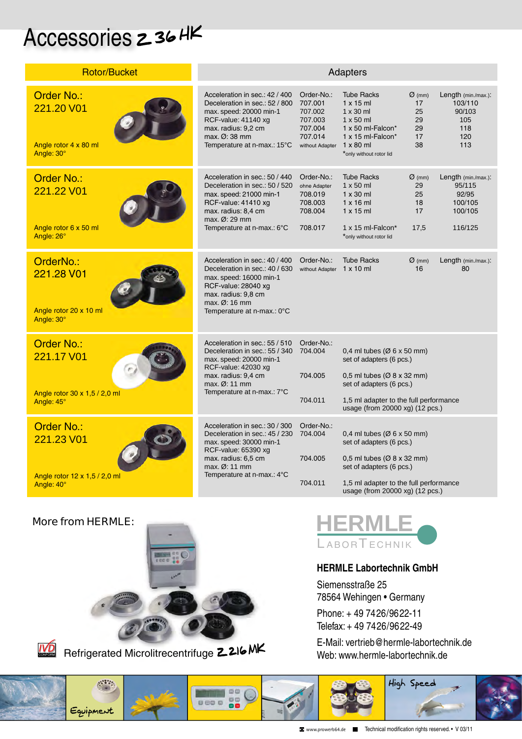# Accessories Z 36 HK

| Rotor/Bucket | Adapters | | | | |
|---|---|---|---|---|---|
| Order No.: 221.20 V01<br>Angle rotor 4 x 80 ml<br>Angle: 30° | Acceleration in sec.: 42 / 400<br>Deceleration in sec.: 52 / 800<br>max. speed: 20000 min-1<br>RCF-value: 41140 xg<br>max. radius: 9,2 cm<br>max. Ø: 38 mm<br>Temperature at n-max.: 15°C | Order-No.:<br>707.001<br>707.002<br>707.003<br>707.004<br>707.014<br>without Adapter | Tube Racks<br>1 x 15 ml<br>1 x 30 ml<br>1 x 50 ml<br>1 x 50 ml-Falcon*<br>1 x 15 ml-Falcon*<br>1 x 80 ml<br>*only without rotor lid | Ø (mm)<br>17<br>25<br>29<br>29<br>17<br>38 | Length (min./max.):<br>103/110<br>90/103<br>105<br>118<br>120<br>113 |
| Order No.: 221.22 V01<br>Angle rotor 6 x 50 ml<br>Angle: 26° | Acceleration in sec.: 50 / 440<br>Deceleration in sec.: 50 / 520<br>max. speed: 21000 min-1<br>RCF-value: 41410 xg<br>max. radius: 8,4 cm<br>max. Ø: 29 mm<br>Temperature at n-max.: 6°C | Order-No.:<br>ohne Adapter<br>708.019<br>708.003<br>708.004<br><br>708.017 | Tube Racks<br>1 x 50 ml<br>1 x 30 ml<br>1 x 16 ml<br>1 x 15 ml<br><br>1 x 15 ml-Falcon*<br>*only without rotor lid | Ø (mm)<br>29<br>25<br>18<br>17<br><br>17,5 | Length (min./max.):<br>95/115<br>92/95<br>100/105<br>100/105<br><br>116/125 |
| OrderNo.: 221.28 V01<br>Angle rotor 20 x 10 ml<br>Angle: 30° | Acceleration in sec.: 40 / 400<br>Deceleration in sec.: 40 / 630<br>max. speed: 16000 min-1<br>RCF-value: 28040 xg<br>max. radius: 9,8 cm<br>max. Ø: 16 mm<br>Temperature at n-max.: 0°C | Order-No.:<br>without Adapter | Tube Racks<br>1 x 10 ml | Ø (mm)<br>16 | Length (min./max.):<br>80 |
| Order No.: 221.17 V01<br>Angle rotor 30 x 1,5 / 2,0 ml<br>Angle: 45° | Acceleration in sec.: 55 / 510<br>Deceleration in sec.: 55 / 340<br>max. speed: 20000 min-1<br>RCF-value: 42030 xg<br>max. radius: 9,4 cm<br>max. Ø: 11 mm<br>Temperature at n-max.: 7°C | Order-No.:<br>704.004<br><br>704.005<br><br>704.011 | 0,4 ml tubes (Ø 6 x 50 mm) set of adapters (6 pcs.)<br><br>0,5 ml tubes (Ø 8 x 32 mm) set of adapters (6 pcs.)<br><br>1,5 ml adapter to the full performance usage (from 20000 xg) (12 pcs.) | | |
| Order No.: 221.23 V01<br>Angle rotor 12 x 1,5 / 2,0 ml<br>Angle: 40° | Acceleration in sec.: 30 / 300<br>Deceleration in sec.: 45 / 230<br>max. speed: 30000 min-1<br>RCF-value: 65390 xg<br>max. radius: 6,5 cm<br>max. Ø: 11 mm<br>Temperature at n-max.: 4°C | Order-No.:<br>704.004<br><br>704.005<br><br>704.011 | 0,4 ml tubes (Ø 6 x 50 mm) set of adapters (6 pcs.)<br><br>0,5 ml tubes (Ø 8 x 32 mm) set of adapters (6 pcs.)<br><br>1,5 ml adapter to the full performance usage (from 20000 xg) (12 pcs.) | | |

More from HERMLE:

Refrigerated Microlitrecentrifuge Z 216 MK

HERMLE LABORTECHNIK

**HERMLE Labortechnik GmbH**

Siemensstraße 25
78564 Wehingen • Germany

Phone: + 49 7426/9622-11
Telefax: + 49 7426/9622-49

E-Mail: vertrieb@hermle-labortechnik.de
Web: www.hermle-labortechnik.de

Equipment

High Speed

www.prowerb64.de    Technical modification rights reserved. • V 03/11